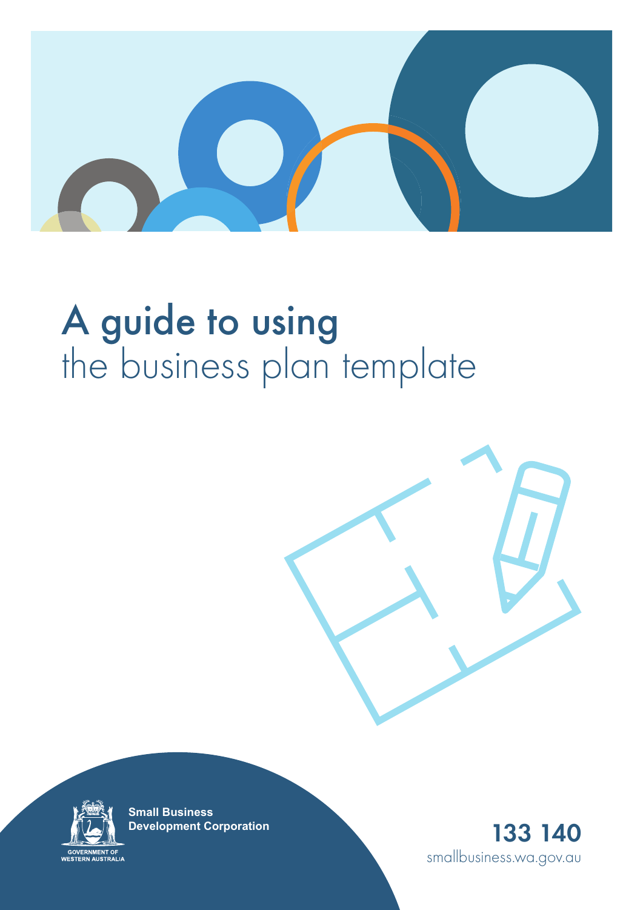# A guide to using the business plan template

GOVERNMENT OF WESTERN AUSTRALIA

**Small Business Development Corporation**

**133 140**

smallbusiness.wa.gov.au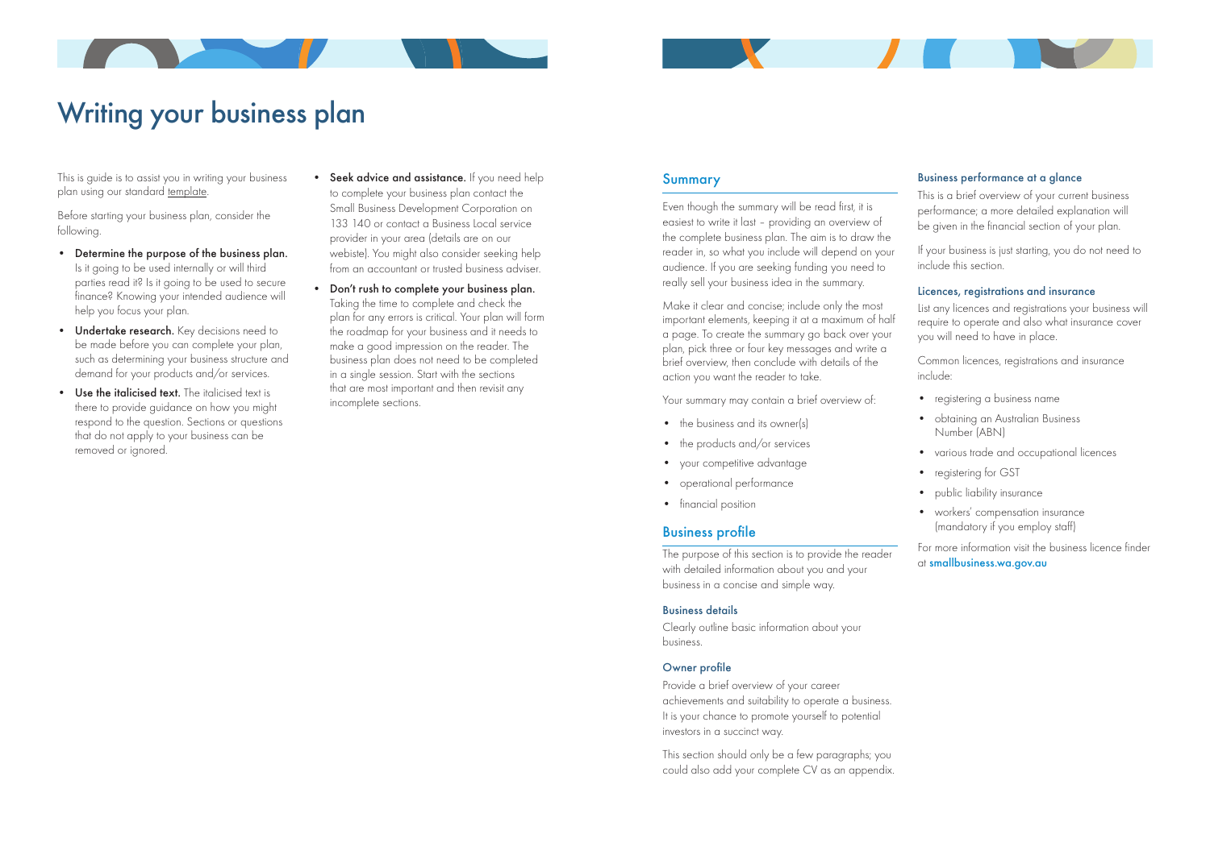# Writing your business plan

This is guide is to assist you in writing your business plan using our standard template.

Before starting your business plan, consider the following.

- **Determine the purpose of the business plan.** Is it going to be used internally or will third parties read it? Is it going to be used to secure finance? Knowing your intended audience will help you focus your plan.
- **Undertake research.** Key decisions need to be made before you can complete your plan, such as determining your business structure and demand for your products and/or services.
- **Use the italicised text.** The italicised text is there to provide guidance on how you might respond to the question. Sections or questions that do not apply to your business can be removed or ignored.
- **Seek advice and assistance.** If you need help to complete your business plan contact the Small Business Development Corporation on 133 140 or contact a Business Local service provider in your area (details are on our webiste). You might also consider seeking help from an accountant or trusted business adviser.
- **Don't rush to complete your business plan.** Taking the time to complete and check the plan for any errors is critical. Your plan will form the roadmap for your business and it needs to make a good impression on the reader. The business plan does not need to be completed in a single session. Start with the sections that are most important and then revisit any incomplete sections.

## Summary

Even though the summary will be read first, it is easiest to write it last – providing an overview of the complete business plan. The aim is to draw the reader in, so what you include will depend on your audience. If you are seeking funding you need to really sell your business idea in the summary.

Make it clear and concise; include only the most important elements, keeping it at a maximum of half a page. To create the summary go back over your plan, pick three or four key messages and write a brief overview, then conclude with details of the action you want the reader to take.

Your summary may contain a brief overview of:

- the business and its owner(s)
- the products and/or services
- your competitive advantage
- operational performance
- financial position

## Business profile

The purpose of this section is to provide the reader with detailed information about you and your business in a concise and simple way.

### Business details

Clearly outline basic information about your business.

### Owner profile

Provide a brief overview of your career achievements and suitability to operate a business. It is your chance to promote yourself to potential investors in a succinct way.

This section should only be a few paragraphs; you could also add your complete CV as an appendix.

### Business performance at a glance

This is a brief overview of your current business performance; a more detailed explanation will be given in the financial section of your plan.

If your business is just starting, you do not need to include this section.

### Licences, registrations and insurance

List any licences and registrations your business will require to operate and also what insurance cover you will need to have in place.

Common licences, registrations and insurance include:

- registering a business name
- obtaining an Australian Business Number (ABN)
- various trade and occupational licences
- registering for GST
- public liability insurance
- workers' compensation insurance (mandatory if you employ staff)

For more information visit the business licence finder at **smallbusiness.wa.gov.au**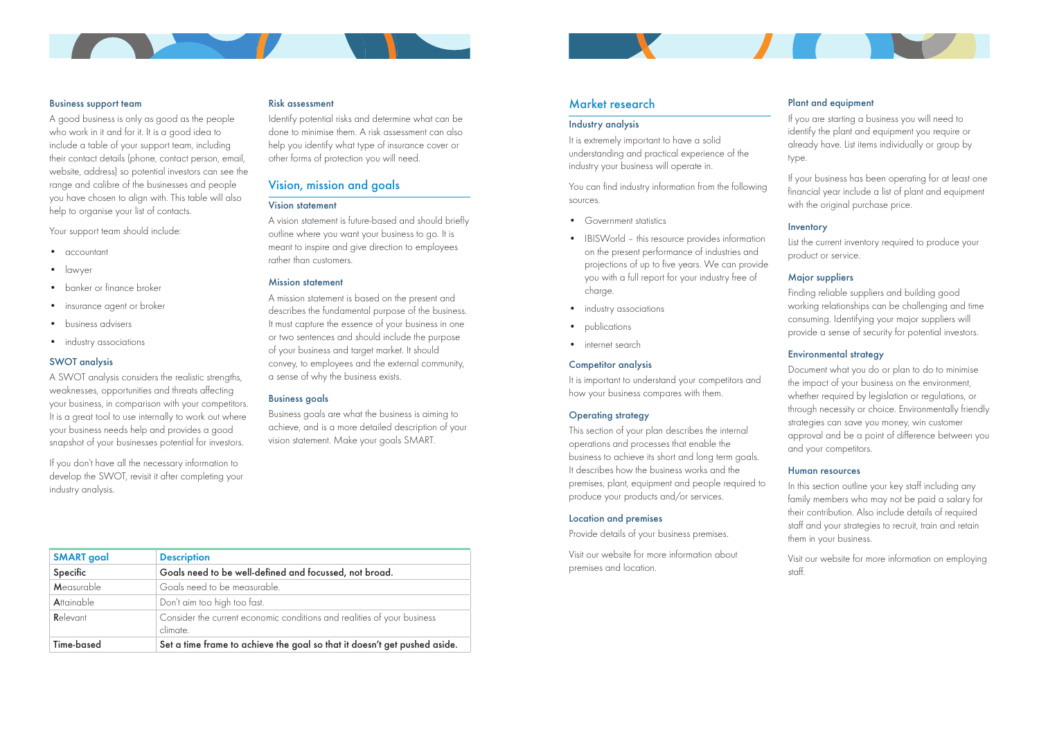### Business support team

A good business is only as good as the people who work in it and for it. It is a good idea to include a table of your support team, including their contact details (phone, contact person, email, website, address) so potential investors can see the range and calibre of the businesses and people you have chosen to align with. This table will also help to organise your list of contacts.

Your support team should include:

- accountant
- lawyer
- banker or finance broker
- insurance agent or broker
- business advisers
- industry associations

### SWOT analysis

A SWOT analysis considers the realistic strengths, weaknesses, opportunities and threats affecting your business, in comparison with your competitors. It is a great tool to use internally to work out where your business needs help and provides a good snapshot of your businesses potential for investors.

If you don't have all the necessary information to develop the SWOT, revisit it after completing your industry analysis.

### Risk assessment

Identify potential risks and determine what can be done to minimise them. A risk assessment can also help you identify what type of insurance cover or other forms of protection you will need.

## Vision, mission and goals

### Vision statement

A vision statement is future-based and should briefly outline where you want your business to go. It is meant to inspire and give direction to employees rather than customers.

### Mission statement

A mission statement is based on the present and describes the fundamental purpose of the business. It must capture the essence of your business in one or two sentences and should include the purpose of your business and target market. It should convey, to employees and the external community, a sense of why the business exists.

### Business goals

Business goals are what the business is aiming to achieve, and is a more detailed description of your vision statement. Make your goals SMART.

| SMART goal | Description |
|---|---|
| Specific | Goals need to be well-defined and focussed, not broad. |
| **M**easurable | Goals need to be measurable. |
| **A**ttainable | Don't aim too high too fast. |
| **R**elevant | Consider the current economic conditions and realities of your business climate. |
| Time-based | Set a time frame to achieve the goal so that it doesn't get pushed aside. |

## Market research

### Industry analysis

It is extremely important to have a solid understanding and practical experience of the industry your business will operate in.

You can find industry information from the following sources.

- Government statistics
- IBISWorld – this resource provides information on the present performance of industries and projections of up to five years. We can provide you with a full report for your industry free of charge.
- industry associations
- publications
- internet search

### Competitor analysis

It is important to understand your competitors and how your business compares with them.

### Operating strategy

This section of your plan describes the internal operations and processes that enable the business to achieve its short and long term goals. It describes how the business works and the premises, plant, equipment and people required to produce your products and/or services.

### Location and premises

Provide details of your business premises.

Visit our website for more information about premises and location.

### Plant and equipment

If you are starting a business you will need to identify the plant and equipment you require or already have. List items individually or group by type.

If your business has been operating for at least one financial year include a list of plant and equipment with the original purchase price.

### Inventory

List the current inventory required to produce your product or service.

### Major suppliers

Finding reliable suppliers and building good working relationships can be challenging and time consuming. Identifying your major suppliers will provide a sense of security for potential investors.

### Environmental strategy

Document what you do or plan to do to minimise the impact of your business on the environment, whether required by legislation or regulations, or through necessity or choice. Environmentally friendly strategies can save you money, win customer approval and be a point of difference between you and your competitors.

### Human resources

In this section outline your key staff including any family members who may not be paid a salary for their contribution. Also include details of required staff and your strategies to recruit, train and retain them in your business.

Visit our website for more information on employing staff.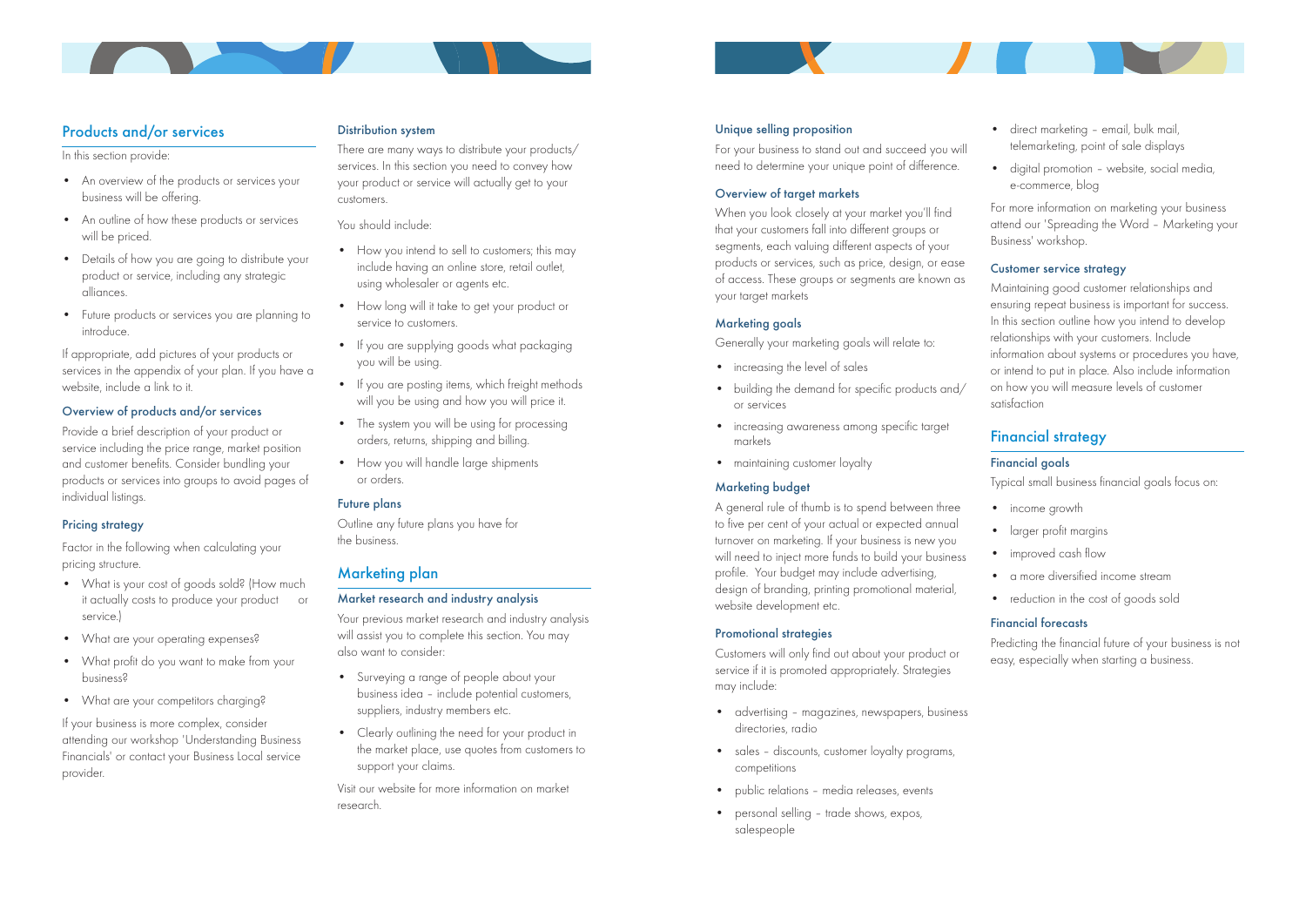## Products and/or services

In this section provide:

- An overview of the products or services your business will be offering.
- An outline of how these products or services will be priced.
- Details of how you are going to distribute your product or service, including any strategic alliances.
- Future products or services you are planning to introduce.

If appropriate, add pictures of your products or services in the appendix of your plan. If you have a website, include a link to it.

### Overview of products and/or services

Provide a brief description of your product or service including the price range, market position and customer benefits. Consider bundling your products or services into groups to avoid pages of individual listings.

### Pricing strategy

Factor in the following when calculating your pricing structure.

- What is your cost of goods sold? (How much it actually costs to produce your product or service.)
- What are your operating expenses?
- What profit do you want to make from your business?
- What are your competitors charging?

If your business is more complex, consider attending our workshop 'Understanding Business Financials' or contact your Business Local service provider.

### Distribution system

There are many ways to distribute your products/services. In this section you need to convey how your product or service will actually get to your customers.

You should include:

- How you intend to sell to customers; this may include having an online store, retail outlet, using wholesaler or agents etc.
- How long will it take to get your product or service to customers.
- If you are supplying goods what packaging you will be using.
- If you are posting items, which freight methods will you be using and how you will price it.
- The system you will be using for processing orders, returns, shipping and billing.
- How you will handle large shipments or orders.

### Future plans

Outline any future plans you have for the business.

## Marketing plan

### Market research and industry analysis

Your previous market research and industry analysis will assist you to complete this section. You may also want to consider:

- Surveying a range of people about your business idea – include potential customers, suppliers, industry members etc.
- Clearly outlining the need for your product in the market place, use quotes from customers to support your claims.

Visit our website for more information on market research.

### Unique selling proposition

For your business to stand out and succeed you will need to determine your unique point of difference.

### Overview of target markets

When you look closely at your market you'll find that your customers fall into different groups or segments, each valuing different aspects of your products or services, such as price, design, or ease of access. These groups or segments are known as your target markets

### Marketing goals

Generally your marketing goals will relate to:

- increasing the level of sales
- building the demand for specific products and/or services
- increasing awareness among specific target markets
- maintaining customer loyalty

### Marketing budget

A general rule of thumb is to spend between three to five per cent of your actual or expected annual turnover on marketing. If your business is new you will need to inject more funds to build your business profile. Your budget may include advertising, design of branding, printing promotional material, website development etc.

### Promotional strategies

Customers will only find out about your product or service if it is promoted appropriately. Strategies may include:

- advertising – magazines, newspapers, business directories, radio
- sales – discounts, customer loyalty programs, competitions
- public relations – media releases, events
- personal selling – trade shows, expos, salespeople
- direct marketing – email, bulk mail, telemarketing, point of sale displays
- digital promotion – website, social media, e-commerce, blog

For more information on marketing your business attend our 'Spreading the Word – Marketing your Business' workshop.

### Customer service strategy

Maintaining good customer relationships and ensuring repeat business is important for success. In this section outline how you intend to develop relationships with your customers. Include information about systems or procedures you have, or intend to put in place. Also include information on how you will measure levels of customer satisfaction

## Financial strategy

### Financial goals

Typical small business financial goals focus on:

- income growth
- larger profit margins
- improved cash flow
- a more diversified income stream
- reduction in the cost of goods sold

### Financial forecasts

Predicting the financial future of your business is not easy, especially when starting a business.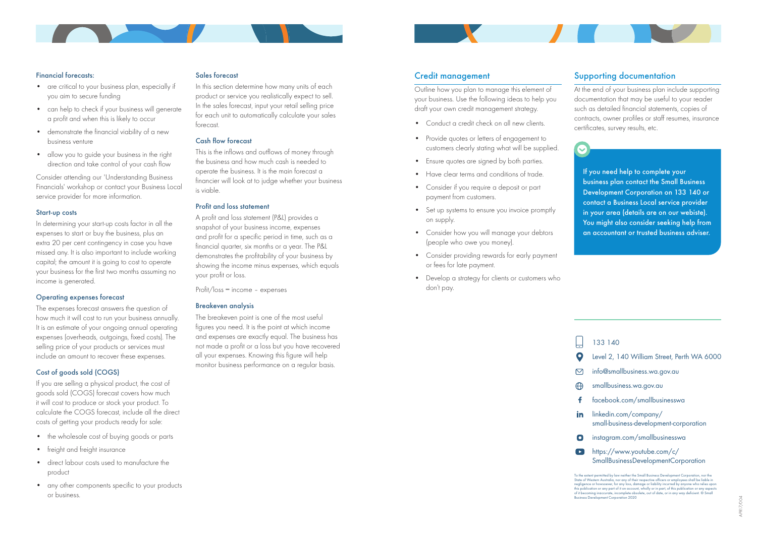### Financial forecasts:

- are critical to your business plan, especially if you aim to secure funding
- can help to check if your business will generate a profit and when this is likely to occur
- demonstrate the financial viability of a new business venture
- allow you to guide your business in the right direction and take control of your cash flow

Consider attending our 'Understanding Business Financials' workshop or contact your Business Local service provider for more information.

### Start-up costs

In determining your start-up costs factor in all the expenses to start or buy the business, plus an extra 20 per cent contingency in case you have missed any. It is also important to include working capital; the amount it is going to cost to operate your business for the first two months assuming no income is generated.

### Operating expenses forecast

The expenses forecast answers the question of how much it will cost to run your business annually. It is an estimate of your ongoing annual operating expenses (overheads, outgoings, fixed costs). The selling price of your products or services must include an amount to recover these expenses.

### Cost of goods sold (COGS)

If you are selling a physical product, the cost of goods sold (COGS) forecast covers how much it will cost to produce or stock your product. To calculate the COGS forecast, include all the direct costs of getting your products ready for sale:

- the wholesale cost of buying goods or parts
- freight and freight insurance
- direct labour costs used to manufacture the product
- any other components specific to your products or business.

### Sales forecast

In this section determine how many units of each product or service you realistically expect to sell. In the sales forecast, input your retail selling price for each unit to automatically calculate your sales forecast.

### Cash flow forecast

This is the inflows and outflows of money through the business and how much cash is needed to operate the business. It is the main forecast a financier will look at to judge whether your business is viable.

### Profit and loss statement

A profit and loss statement (P&L) provides a snapshot of your business income, expenses and profit for a specific period in time, such as a financial quarter, six months or a year. The P&L demonstrates the profitability of your business by showing the income minus expenses, which equals your profit or loss.

Profit/loss = income – expenses

### Breakeven analysis

The breakeven point is one of the most useful figures you need. It is the point at which income and expenses are exactly equal. The business has not made a profit or a loss but you have recovered all your expenses. Knowing this figure will help monitor business performance on a regular basis.

## Credit management

Outline how you plan to manage this element of your business. Use the following ideas to help you draft your own credit management strategy.

- Conduct a credit check on all new clients.
- Provide quotes or letters of engagement to customers clearly stating what will be supplied.
- Ensure quotes are signed by both parties.
- Have clear terms and conditions of trade.
- Consider if you require a deposit or part payment from customers.
- Set up systems to ensure you invoice promptly on supply.
- Consider how you will manage your debtors (people who owe you money).
- Consider providing rewards for early payment or fees for late payment.
- Develop a strategy for clients or customers who don't pay.

## Supporting documentation

At the end of your business plan include supporting documentation that may be useful to your reader such as detailed financial statements, copies of contracts, owner profiles or staff resumes, insurance certificates, survey results, etc.

**If you need help to complete your business plan contact the Small Business Development Corporation on 133 140 or contact a Business Local service provider in your area (details are on our webiste). You might also consider seeking help from an accountant or trusted business adviser.**

133 140

Level 2, 140 William Street, Perth WA 6000

info@smallbusiness.wa.gov.au

smallbusiness.wa.gov.au

facebook.com/smallbusinesswa

linkedin.com/company/small-business-development-corporation

instagram.com/smallbusinesswa

https://www.youtube.com/c/SmallBusinessDevelopmentCorporation

To the extent permitted by law neither the Small Business Development Corporation, nor the State of Western Australia, nor any of their respective officers or employees shall be liable in negligence or howsoever, for any loss, damage or liability incurred by anyone who relies upon this publication or any part of it on account, wholly or in part, of this publication or any aspects of it becoming inaccurate, incomplete obsolete, out of date, or in any way deficient. © Small Business Development Corporation 2020

APR17/004